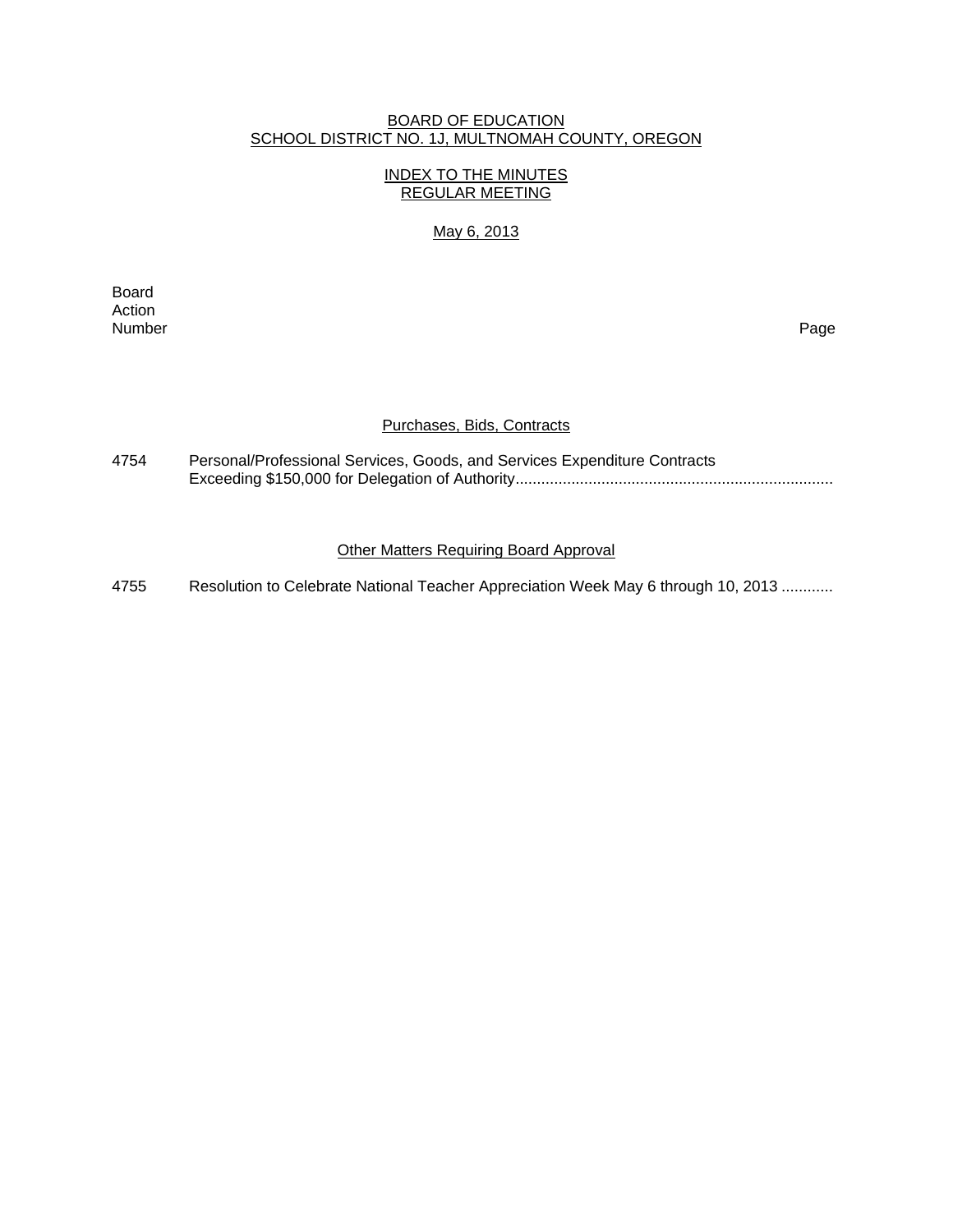# BOARD OF EDUCATION
## SCHOOL DISTRICT NO. 1J, MULTNOMAH COUNTY, OREGON

### INDEX TO THE MINUTES
### REGULAR MEETING

May 6, 2013

| Board Action Number | | Page |
|---|---|---|
| | **Purchases, Bids, Contracts** | |
| 4754 | Personal/Professional Services, Goods, and Services Expenditure Contracts Exceeding $150,000 for Delegation of Authority.......................................................................... | |
| | **Other Matters Requiring Board Approval** | |
| 4755 | Resolution to Celebrate National Teacher Appreciation Week May 6 through 10, 2013 ............ | |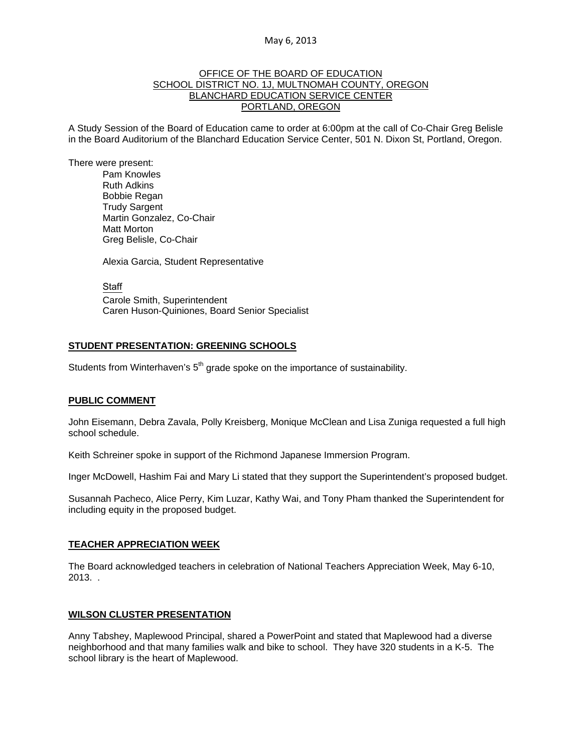May 6, 2013

OFFICE OF THE BOARD OF EDUCATION
SCHOOL DISTRICT NO. 1J, MULTNOMAH COUNTY, OREGON
BLANCHARD EDUCATION SERVICE CENTER
PORTLAND, OREGON

A Study Session of the Board of Education came to order at 6:00pm at the call of Co-Chair Greg Belisle in the Board Auditorium of the Blanchard Education Service Center, 501 N. Dixon St, Portland, Oregon.

There were present:

Pam Knowles
Ruth Adkins
Bobbie Regan
Trudy Sargent
Martin Gonzalez, Co-Chair
Matt Morton
Greg Belisle, Co-Chair

Alexia Garcia, Student Representative

Staff
Carole Smith, Superintendent
Caren Huson-Quiniones, Board Senior Specialist

**STUDENT PRESENTATION: GREENING SCHOOLS**

Students from Winterhaven's 5th grade spoke on the importance of sustainability.

**PUBLIC COMMENT**

John Eisemann, Debra Zavala, Polly Kreisberg, Monique McClean and Lisa Zuniga requested a full high school schedule.

Keith Schreiner spoke in support of the Richmond Japanese Immersion Program.

Inger McDowell, Hashim Fai and Mary Li stated that they support the Superintendent's proposed budget.

Susannah Pacheco, Alice Perry, Kim Luzar, Kathy Wai, and Tony Pham thanked the Superintendent for including equity in the proposed budget.

**TEACHER APPRECIATION WEEK**

The Board acknowledged teachers in celebration of National Teachers Appreciation Week, May 6-10, 2013. .

**WILSON CLUSTER PRESENTATION**

Anny Tabshey, Maplewood Principal, shared a PowerPoint and stated that Maplewood had a diverse neighborhood and that many families walk and bike to school. They have 320 students in a K-5. The school library is the heart of Maplewood.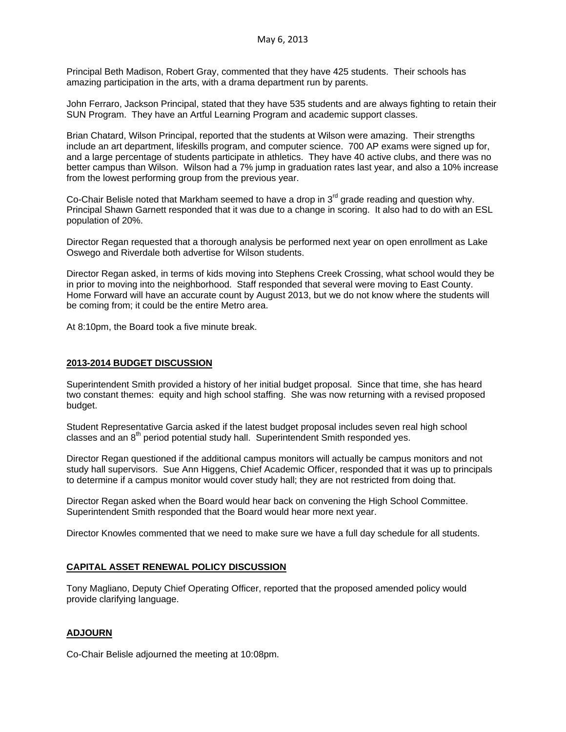Principal Beth Madison, Robert Gray, commented that they have 425 students. Their schools has amazing participation in the arts, with a drama department run by parents.

John Ferraro, Jackson Principal, stated that they have 535 students and are always fighting to retain their SUN Program. They have an Artful Learning Program and academic support classes.

Brian Chatard, Wilson Principal, reported that the students at Wilson were amazing. Their strengths include an art department, lifeskills program, and computer science. 700 AP exams were signed up for, and a large percentage of students participate in athletics. They have 40 active clubs, and there was no better campus than Wilson. Wilson had a 7% jump in graduation rates last year, and also a 10% increase from the lowest performing group from the previous year.

Co-Chair Belisle noted that Markham seemed to have a drop in 3rd grade reading and question why. Principal Shawn Garnett responded that it was due to a change in scoring. It also had to do with an ESL population of 20%.

Director Regan requested that a thorough analysis be performed next year on open enrollment as Lake Oswego and Riverdale both advertise for Wilson students.

Director Regan asked, in terms of kids moving into Stephens Creek Crossing, what school would they be in prior to moving into the neighborhood. Staff responded that several were moving to East County. Home Forward will have an accurate count by August 2013, but we do not know where the students will be coming from; it could be the entire Metro area.

At 8:10pm, the Board took a five minute break.

## 2013-2014 BUDGET DISCUSSION

Superintendent Smith provided a history of her initial budget proposal. Since that time, she has heard two constant themes: equity and high school staffing. She was now returning with a revised proposed budget.

Student Representative Garcia asked if the latest budget proposal includes seven real high school classes and an 8th period potential study hall. Superintendent Smith responded yes.

Director Regan questioned if the additional campus monitors will actually be campus monitors and not study hall supervisors. Sue Ann Higgens, Chief Academic Officer, responded that it was up to principals to determine if a campus monitor would cover study hall; they are not restricted from doing that.

Director Regan asked when the Board would hear back on convening the High School Committee. Superintendent Smith responded that the Board would hear more next year.

Director Knowles commented that we need to make sure we have a full day schedule for all students.

## CAPITAL ASSET RENEWAL POLICY DISCUSSION

Tony Magliano, Deputy Chief Operating Officer, reported that the proposed amended policy would provide clarifying language.

## ADJOURN

Co-Chair Belisle adjourned the meeting at 10:08pm.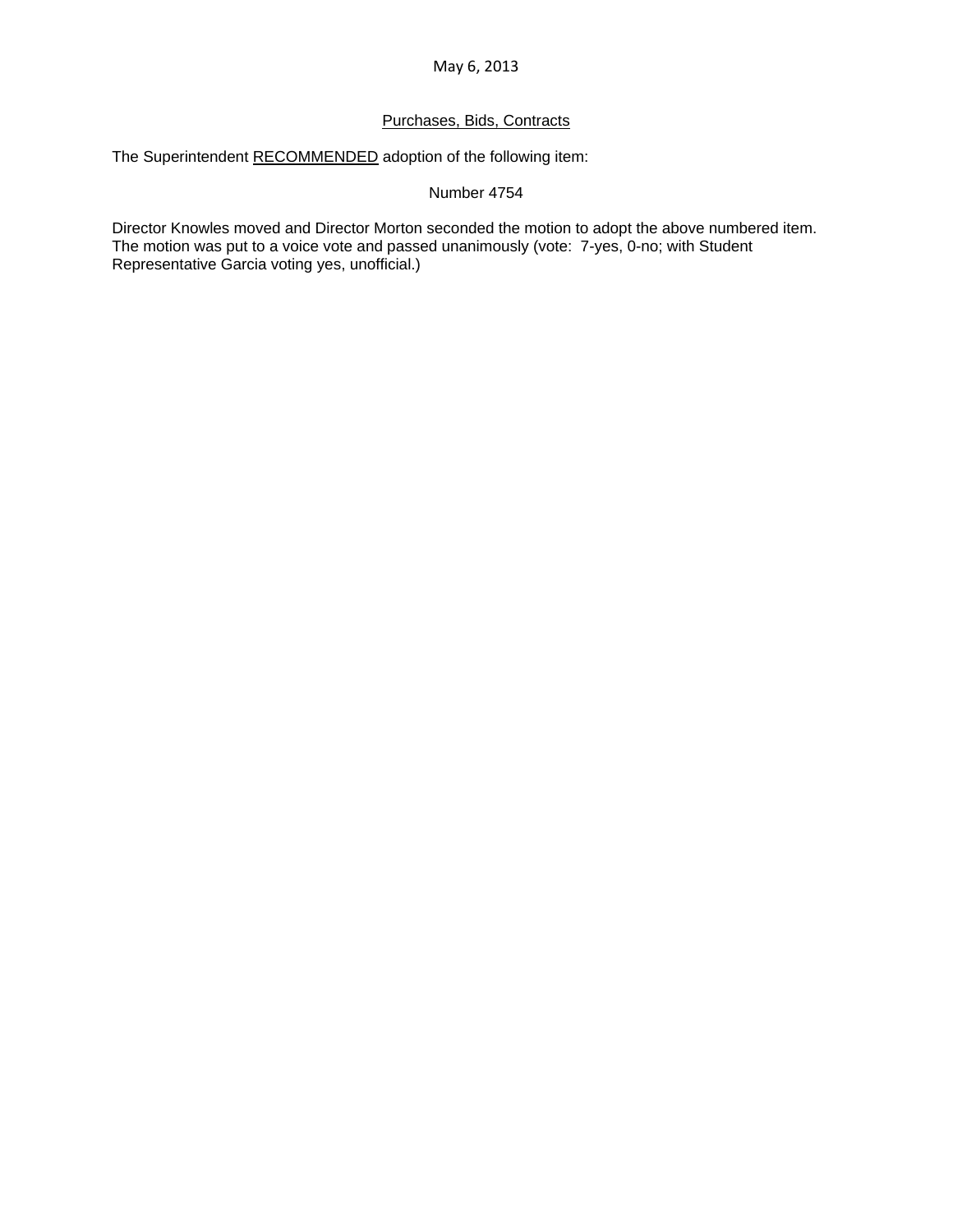May 6, 2013

Purchases, Bids, Contracts

The Superintendent RECOMMENDED adoption of the following item:

Number 4754

Director Knowles moved and Director Morton seconded the motion to adopt the above numbered item. The motion was put to a voice vote and passed unanimously (vote: 7-yes, 0-no; with Student Representative Garcia voting yes, unofficial.)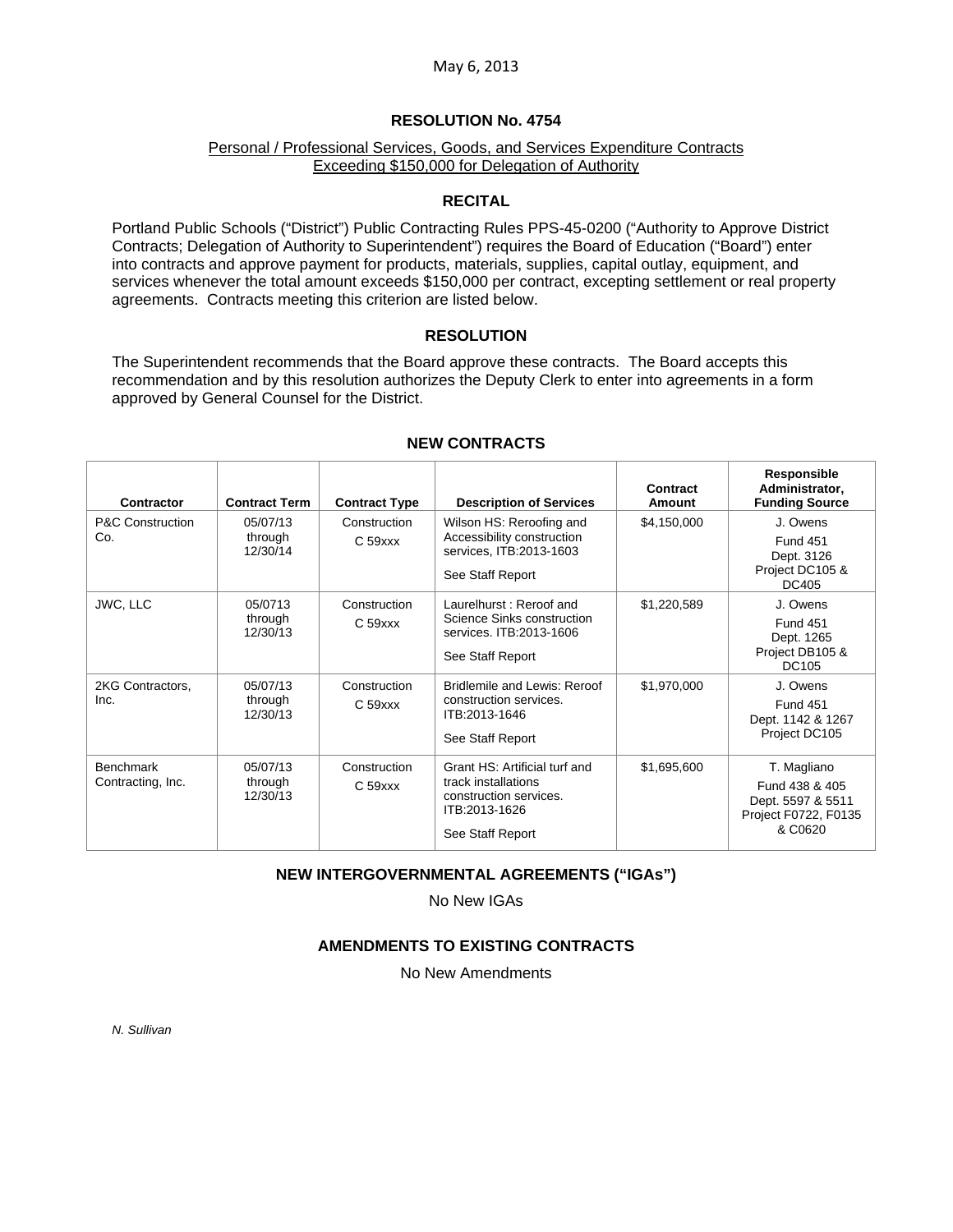May 6, 2013

# RESOLUTION No. 4754

Personal / Professional Services, Goods, and Services Expenditure Contracts Exceeding $150,000 for Delegation of Authority

## RECITAL

Portland Public Schools ("District") Public Contracting Rules PPS-45-0200 ("Authority to Approve District Contracts; Delegation of Authority to Superintendent") requires the Board of Education ("Board") enter into contracts and approve payment for products, materials, supplies, capital outlay, equipment, and services whenever the total amount exceeds $150,000 per contract, excepting settlement or real property agreements. Contracts meeting this criterion are listed below.

## RESOLUTION

The Superintendent recommends that the Board approve these contracts. The Board accepts this recommendation and by this resolution authorizes the Deputy Clerk to enter into agreements in a form approved by General Counsel for the District.

## NEW CONTRACTS

| Contractor | Contract Term | Contract Type | Description of Services | Contract Amount | Responsible Administrator, Funding Source |
|---|---|---|---|---|---|
| P&C Construction Co. | 05/07/13 through 12/30/14 | Construction C 59xxx | Wilson HS: Reroofing and Accessibility construction services, ITB:2013-1603<br>See Staff Report | $4,150,000 | J. Owens<br>Fund 451<br>Dept. 3126<br>Project DC105 & DC405 |
| JWC, LLC | 05/0713 through 12/30/13 | Construction C 59xxx | Laurelhurst : Reroof and Science Sinks construction services. ITB:2013-1606<br>See Staff Report | $1,220,589 | J. Owens<br>Fund 451<br>Dept. 1265<br>Project DB105 & DC105 |
| 2KG Contractors, Inc. | 05/07/13 through 12/30/13 | Construction C 59xxx | Bridlemile and Lewis: Reroof construction services. ITB:2013-1646<br>See Staff Report | $1,970,000 | J. Owens<br>Fund 451<br>Dept. 1142 & 1267<br>Project DC105 |
| Benchmark Contracting, Inc. | 05/07/13 through 12/30/13 | Construction C 59xxx | Grant HS: Artificial turf and track installations construction services. ITB:2013-1626<br>See Staff Report | $1,695,600 | T. Magliano<br>Fund 438 & 405<br>Dept. 5597 & 5511<br>Project F0722, F0135 & C0620 |

## NEW INTERGOVERNMENTAL AGREEMENTS ("IGAs")

No New IGAs

## AMENDMENTS TO EXISTING CONTRACTS

No New Amendments

*N. Sullivan*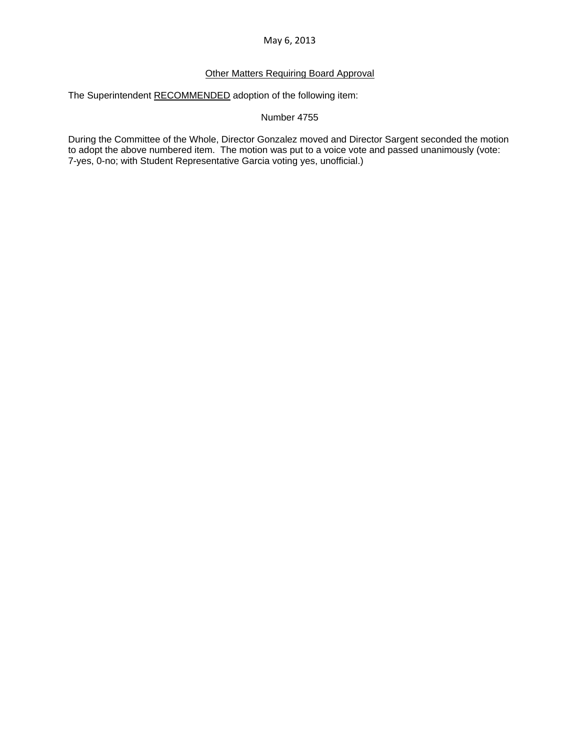May 6, 2013

Other Matters Requiring Board Approval

The Superintendent RECOMMENDED adoption of the following item:

Number 4755

During the Committee of the Whole, Director Gonzalez moved and Director Sargent seconded the motion to adopt the above numbered item. The motion was put to a voice vote and passed unanimously (vote: 7-yes, 0-no; with Student Representative Garcia voting yes, unofficial.)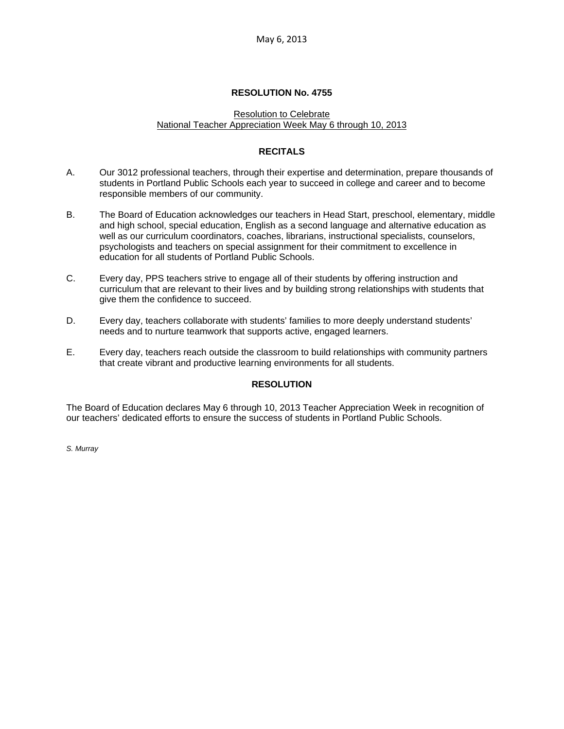May 6, 2013

**RESOLUTION No. 4755**

Resolution to Celebrate
National Teacher Appreciation Week May 6 through 10, 2013

**RECITALS**

A. Our 3012 professional teachers, through their expertise and determination, prepare thousands of students in Portland Public Schools each year to succeed in college and career and to become responsible members of our community.

B. The Board of Education acknowledges our teachers in Head Start, preschool, elementary, middle and high school, special education, English as a second language and alternative education as well as our curriculum coordinators, coaches, librarians, instructional specialists, counselors, psychologists and teachers on special assignment for their commitment to excellence in education for all students of Portland Public Schools.

C. Every day, PPS teachers strive to engage all of their students by offering instruction and curriculum that are relevant to their lives and by building strong relationships with students that give them the confidence to succeed.

D. Every day, teachers collaborate with students' families to more deeply understand students' needs and to nurture teamwork that supports active, engaged learners.

E. Every day, teachers reach outside the classroom to build relationships with community partners that create vibrant and productive learning environments for all students.

**RESOLUTION**

The Board of Education declares May 6 through 10, 2013 Teacher Appreciation Week in recognition of our teachers' dedicated efforts to ensure the success of students in Portland Public Schools.

*S. Murray*